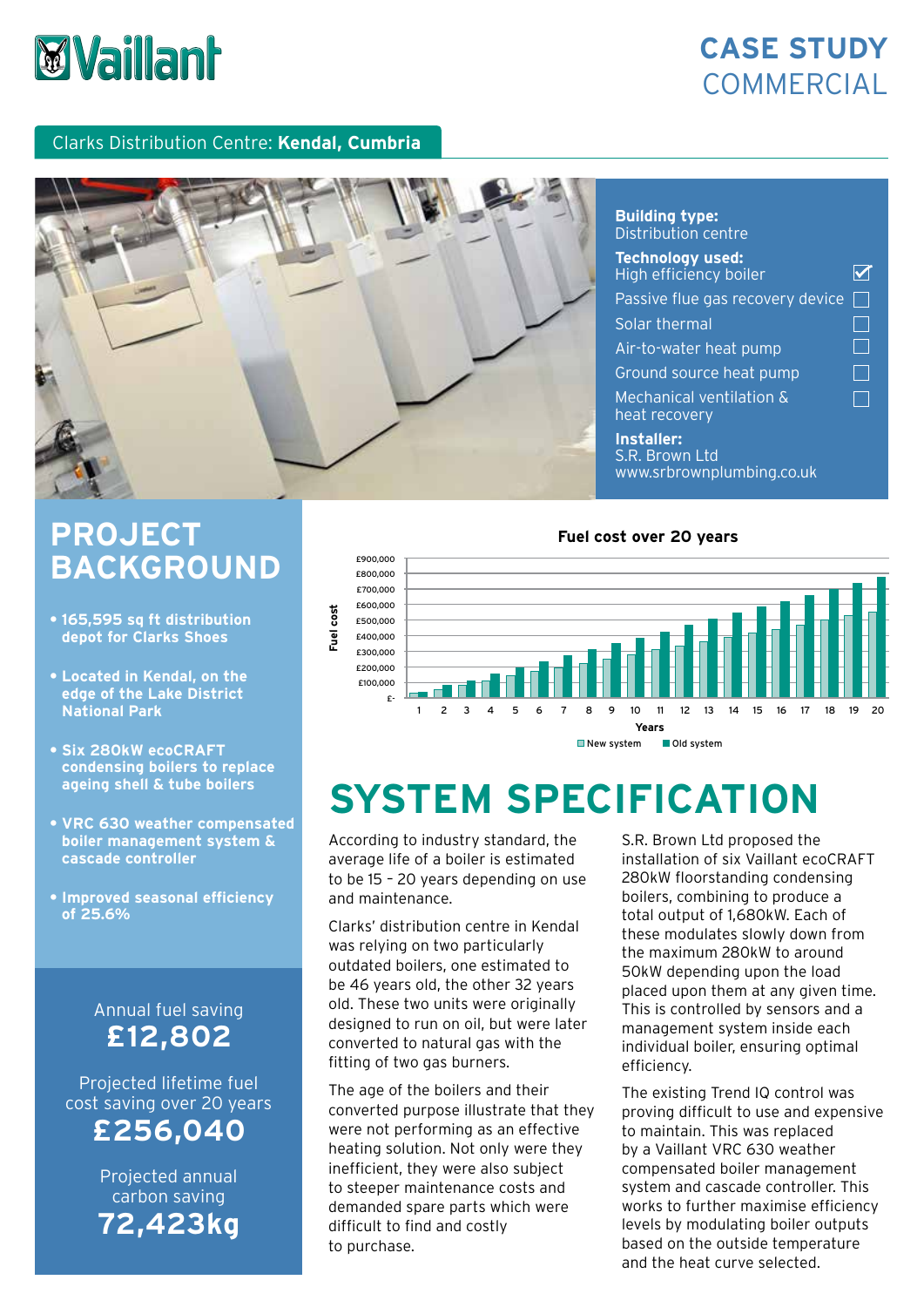# CASE STUDY COMMERCIAL

Clarks Distribution Centre: **Kendal, Cumbria**

**Building type:**
Distribution centre

**Technology used:**

- [x] High efficiency boiler
- [ ] Passive flue gas recovery device
- [ ] Solar thermal
- [ ] Air-to-water heat pump
- [ ] Ground source heat pump
- [ ] Mechanical ventilation & heat recovery

**Installer:**
S.R. Brown Ltd
www.srbrownplumbing.co.uk

## PROJECT BACKGROUND

- **165,595 sq ft distribution depot for Clarks Shoes**
- **Located in Kendal, on the edge of the Lake District National Park**
- **Six 280kW ecoCRAFT condensing boilers to replace ageing shell & tube boilers**
- **VRC 630 weather compensated boiler management system & cascade controller**
- **Improved seasonal efficiency of 25.6%**

Annual fuel saving
**£12,802**

Projected lifetime fuel cost saving over 20 years
**£256,040**

Projected annual carbon saving
**72,423kg**

**Fuel cost over 20 years**

(Bar chart: Fuel cost (£- to £900,000) by Years 1–20; New system vs Old system)

## SYSTEM SPECIFICATION

According to industry standard, the average life of a boiler is estimated to be 15 – 20 years depending on use and maintenance.

Clarks' distribution centre in Kendal was relying on two particularly outdated boilers, one estimated to be 46 years old, the other 32 years old. These two units were originally designed to run on oil, but were later converted to natural gas with the fitting of two gas burners.

The age of the boilers and their converted purpose illustrate that they were not performing as an effective heating solution. Not only were they inefficient, they were also subject to steeper maintenance costs and demanded spare parts which were difficult to find and costly to purchase.

S.R. Brown Ltd proposed the installation of six Vaillant ecoCRAFT 280kW floorstanding condensing boilers, combining to produce a total output of 1,680kW. Each of these modulates slowly down from the maximum 280kW to around 50kW depending upon the load placed upon them at any given time. This is controlled by sensors and a management system inside each individual boiler, ensuring optimal efficiency.

The existing Trend IQ control was proving difficult to use and expensive to maintain. This was replaced by a Vaillant VRC 630 weather compensated boiler management system and cascade controller. This works to further maximise efficiency levels by modulating boiler outputs based on the outside temperature and the heat curve selected.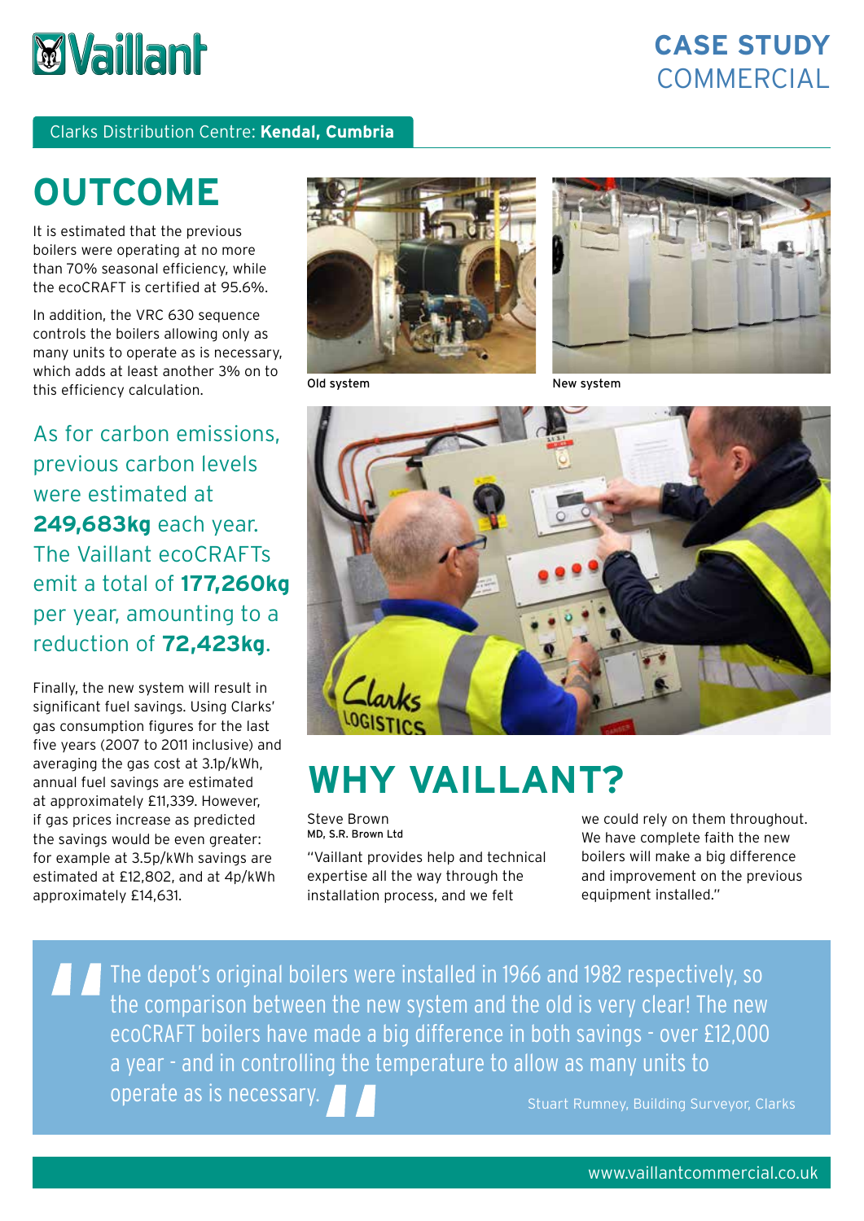# CASE STUDY COMMERCIAL

Clarks Distribution Centre: **Kendal, Cumbria**

## OUTCOME

It is estimated that the previous boilers were operating at no more than 70% seasonal efficiency, while the ecoCRAFT is certified at 95.6%.

In addition, the VRC 630 sequence controls the boilers allowing only as many units to operate as is necessary, which adds at least another 3% on to this efficiency calculation.

As for carbon emissions, previous carbon levels were estimated at **249,683kg** each year. The Vaillant ecoCRAFTs emit a total of **177,260kg** per year, amounting to a reduction of **72,423kg**.

Finally, the new system will result in significant fuel savings. Using Clarks' gas consumption figures for the last five years (2007 to 2011 inclusive) and averaging the gas cost at 3.1p/kWh, annual fuel savings are estimated at approximately £11,339. However, if gas prices increase as predicted the savings would be even greater: for example at 3.5p/kWh savings are estimated at £12,802, and at 4p/kWh approximately £14,631.

Old system

New system

## WHY VAILLANT?

Steve Brown
MD, S.R. Brown Ltd

"Vaillant provides help and technical expertise all the way through the installation process, and we felt we could rely on them throughout. We have complete faith the new boilers will make a big difference and improvement on the previous equipment installed."

> The depot's original boilers were installed in 1966 and 1982 respectively, so the comparison between the new system and the old is very clear! The new ecoCRAFT boilers have made a big difference in both savings - over £12,000 a year - and in controlling the temperature to allow as many units to operate as is necessary.
>
> Stuart Rumney, Building Surveyor, Clarks

www.vaillantcommercial.co.uk